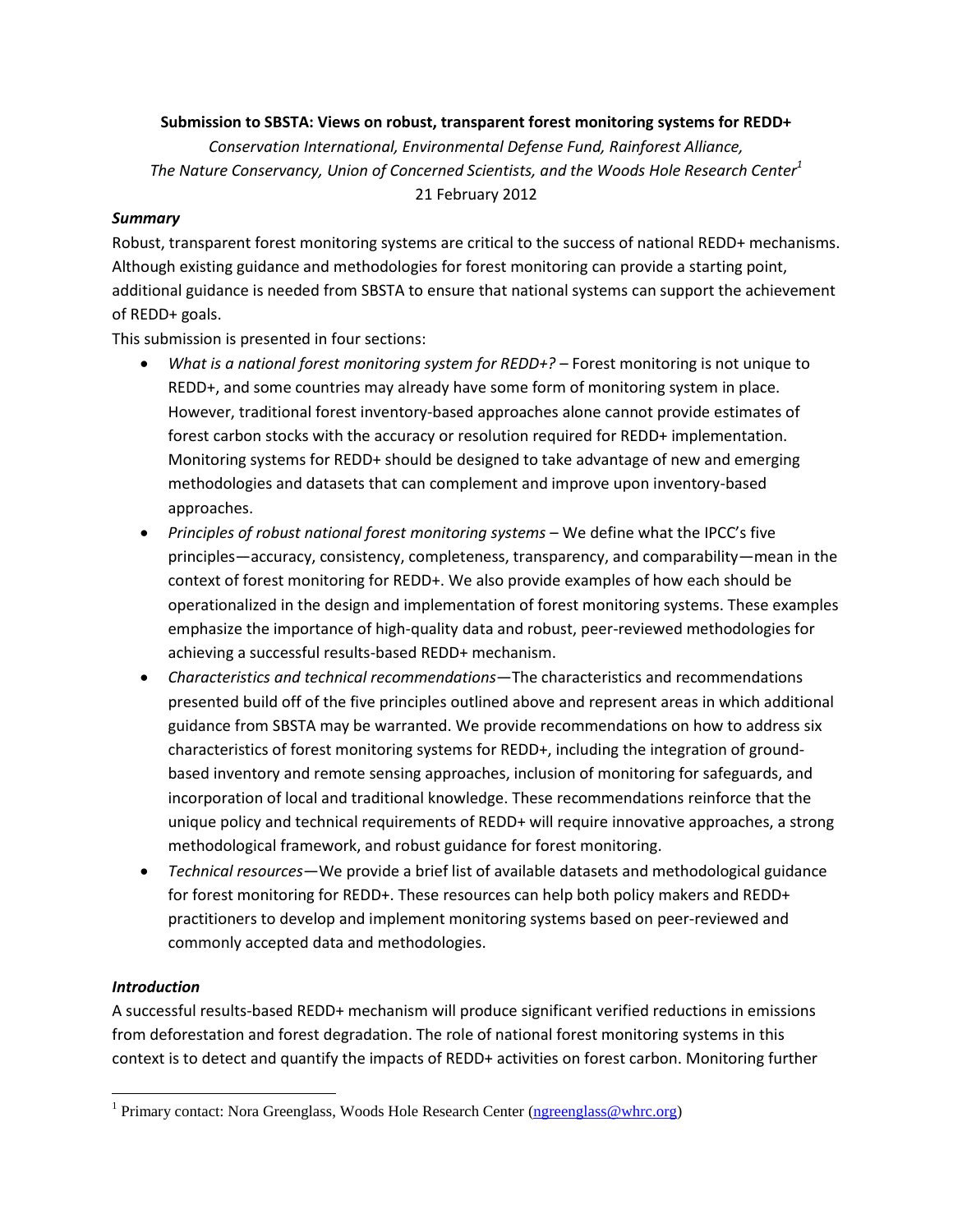**Submission to SBSTA: Views on robust, transparent forest monitoring systems for REDD+**

*Conservation International, Environmental Defense Fund, Rainforest Alliance, The Nature Conservancy, Union of Concerned Scientists, and the Woods Hole Research Center*[1]

21 February 2012

***Summary***

Robust, transparent forest monitoring systems are critical to the success of national REDD+ mechanisms. Although existing guidance and methodologies for forest monitoring can provide a starting point, additional guidance is needed from SBSTA to ensure that national systems can support the achievement of REDD+ goals.

This submission is presented in four sections:

- *What is a national forest monitoring system for REDD+?* – Forest monitoring is not unique to REDD+, and some countries may already have some form of monitoring system in place. However, traditional forest inventory-based approaches alone cannot provide estimates of forest carbon stocks with the accuracy or resolution required for REDD+ implementation. Monitoring systems for REDD+ should be designed to take advantage of new and emerging methodologies and datasets that can complement and improve upon inventory-based approaches.
- *Principles of robust national forest monitoring systems* – We define what the IPCC's five principles—accuracy, consistency, completeness, transparency, and comparability—mean in the context of forest monitoring for REDD+. We also provide examples of how each should be operationalized in the design and implementation of forest monitoring systems. These examples emphasize the importance of high-quality data and robust, peer-reviewed methodologies for achieving a successful results-based REDD+ mechanism.
- *Characteristics and technical recommendations*—The characteristics and recommendations presented build off of the five principles outlined above and represent areas in which additional guidance from SBSTA may be warranted. We provide recommendations on how to address six characteristics of forest monitoring systems for REDD+, including the integration of ground-based inventory and remote sensing approaches, inclusion of monitoring for safeguards, and incorporation of local and traditional knowledge. These recommendations reinforce that the unique policy and technical requirements of REDD+ will require innovative approaches, a strong methodological framework, and robust guidance for forest monitoring.
- *Technical resources*—We provide a brief list of available datasets and methodological guidance for forest monitoring for REDD+. These resources can help both policy makers and REDD+ practitioners to develop and implement monitoring systems based on peer-reviewed and commonly accepted data and methodologies.

***Introduction***

A successful results-based REDD+ mechanism will produce significant verified reductions in emissions from deforestation and forest degradation. The role of national forest monitoring systems in this context is to detect and quantify the impacts of REDD+ activities on forest carbon. Monitoring further

[1] Primary contact: Nora Greenglass, Woods Hole Research Center (ngreenglass@whrc.org)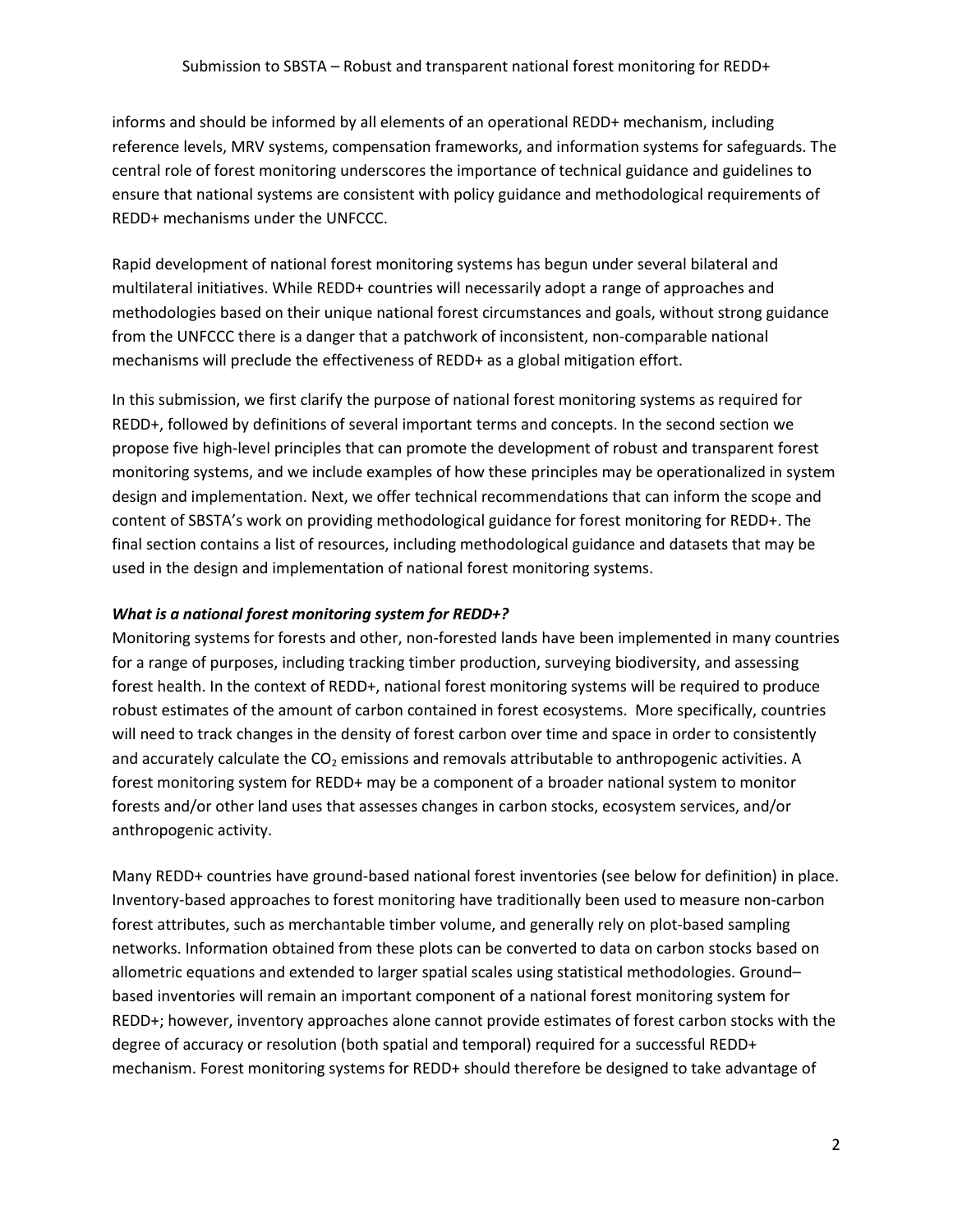informs and should be informed by all elements of an operational REDD+ mechanism, including reference levels, MRV systems, compensation frameworks, and information systems for safeguards. The central role of forest monitoring underscores the importance of technical guidance and guidelines to ensure that national systems are consistent with policy guidance and methodological requirements of REDD+ mechanisms under the UNFCCC.

Rapid development of national forest monitoring systems has begun under several bilateral and multilateral initiatives. While REDD+ countries will necessarily adopt a range of approaches and methodologies based on their unique national forest circumstances and goals, without strong guidance from the UNFCCC there is a danger that a patchwork of inconsistent, non-comparable national mechanisms will preclude the effectiveness of REDD+ as a global mitigation effort.

In this submission, we first clarify the purpose of national forest monitoring systems as required for REDD+, followed by definitions of several important terms and concepts. In the second section we propose five high-level principles that can promote the development of robust and transparent forest monitoring systems, and we include examples of how these principles may be operationalized in system design and implementation. Next, we offer technical recommendations that can inform the scope and content of SBSTA's work on providing methodological guidance for forest monitoring for REDD+. The final section contains a list of resources, including methodological guidance and datasets that may be used in the design and implementation of national forest monitoring systems.

***What is a national forest monitoring system for REDD+?***

Monitoring systems for forests and other, non-forested lands have been implemented in many countries for a range of purposes, including tracking timber production, surveying biodiversity, and assessing forest health. In the context of REDD+, national forest monitoring systems will be required to produce robust estimates of the amount of carbon contained in forest ecosystems. More specifically, countries will need to track changes in the density of forest carbon over time and space in order to consistently and accurately calculate the $CO_2$ emissions and removals attributable to anthropogenic activities. A forest monitoring system for REDD+ may be a component of a broader national system to monitor forests and/or other land uses that assesses changes in carbon stocks, ecosystem services, and/or anthropogenic activity.

Many REDD+ countries have ground-based national forest inventories (see below for definition) in place. Inventory-based approaches to forest monitoring have traditionally been used to measure non-carbon forest attributes, such as merchantable timber volume, and generally rely on plot-based sampling networks. Information obtained from these plots can be converted to data on carbon stocks based on allometric equations and extended to larger spatial scales using statistical methodologies. Ground–based inventories will remain an important component of a national forest monitoring system for REDD+; however, inventory approaches alone cannot provide estimates of forest carbon stocks with the degree of accuracy or resolution (both spatial and temporal) required for a successful REDD+ mechanism. Forest monitoring systems for REDD+ should therefore be designed to take advantage of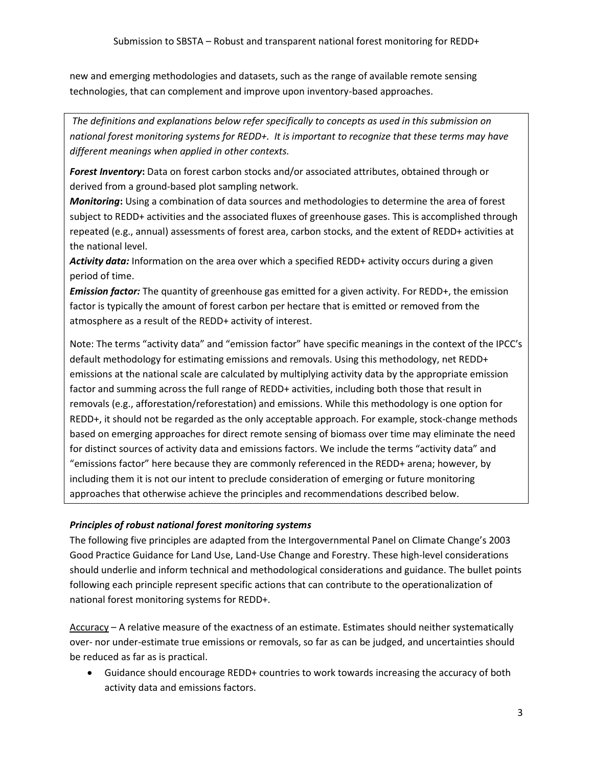new and emerging methodologies and datasets, such as the range of available remote sensing technologies, that can complement and improve upon inventory-based approaches.

*The definitions and explanations below refer specifically to concepts as used in this submission on national forest monitoring systems for REDD+. It is important to recognize that these terms may have different meanings when applied in other contexts.*

***Forest Inventory*****:** Data on forest carbon stocks and/or associated attributes, obtained through or derived from a ground-based plot sampling network.

***Monitoring*****:** Using a combination of data sources and methodologies to determine the area of forest subject to REDD+ activities and the associated fluxes of greenhouse gases. This is accomplished through repeated (e.g., annual) assessments of forest area, carbon stocks, and the extent of REDD+ activities at the national level.

***Activity data:*** Information on the area over which a specified REDD+ activity occurs during a given period of time.

***Emission factor:*** The quantity of greenhouse gas emitted for a given activity. For REDD+, the emission factor is typically the amount of forest carbon per hectare that is emitted or removed from the atmosphere as a result of the REDD+ activity of interest.

Note: The terms "activity data" and "emission factor" have specific meanings in the context of the IPCC's default methodology for estimating emissions and removals. Using this methodology, net REDD+ emissions at the national scale are calculated by multiplying activity data by the appropriate emission factor and summing across the full range of REDD+ activities, including both those that result in removals (e.g., afforestation/reforestation) and emissions. While this methodology is one option for REDD+, it should not be regarded as the only acceptable approach. For example, stock-change methods based on emerging approaches for direct remote sensing of biomass over time may eliminate the need for distinct sources of activity data and emissions factors. We include the terms "activity data" and "emissions factor" here because they are commonly referenced in the REDD+ arena; however, by including them it is not our intent to preclude consideration of emerging or future monitoring approaches that otherwise achieve the principles and recommendations described below.

### *Principles of robust national forest monitoring systems*

The following five principles are adapted from the Intergovernmental Panel on Climate Change's 2003 Good Practice Guidance for Land Use, Land-Use Change and Forestry. These high-level considerations should underlie and inform technical and methodological considerations and guidance. The bullet points following each principle represent specific actions that can contribute to the operationalization of national forest monitoring systems for REDD+.

Accuracy – A relative measure of the exactness of an estimate. Estimates should neither systematically over- nor under-estimate true emissions or removals, so far as can be judged, and uncertainties should be reduced as far as is practical.

- Guidance should encourage REDD+ countries to work towards increasing the accuracy of both activity data and emissions factors.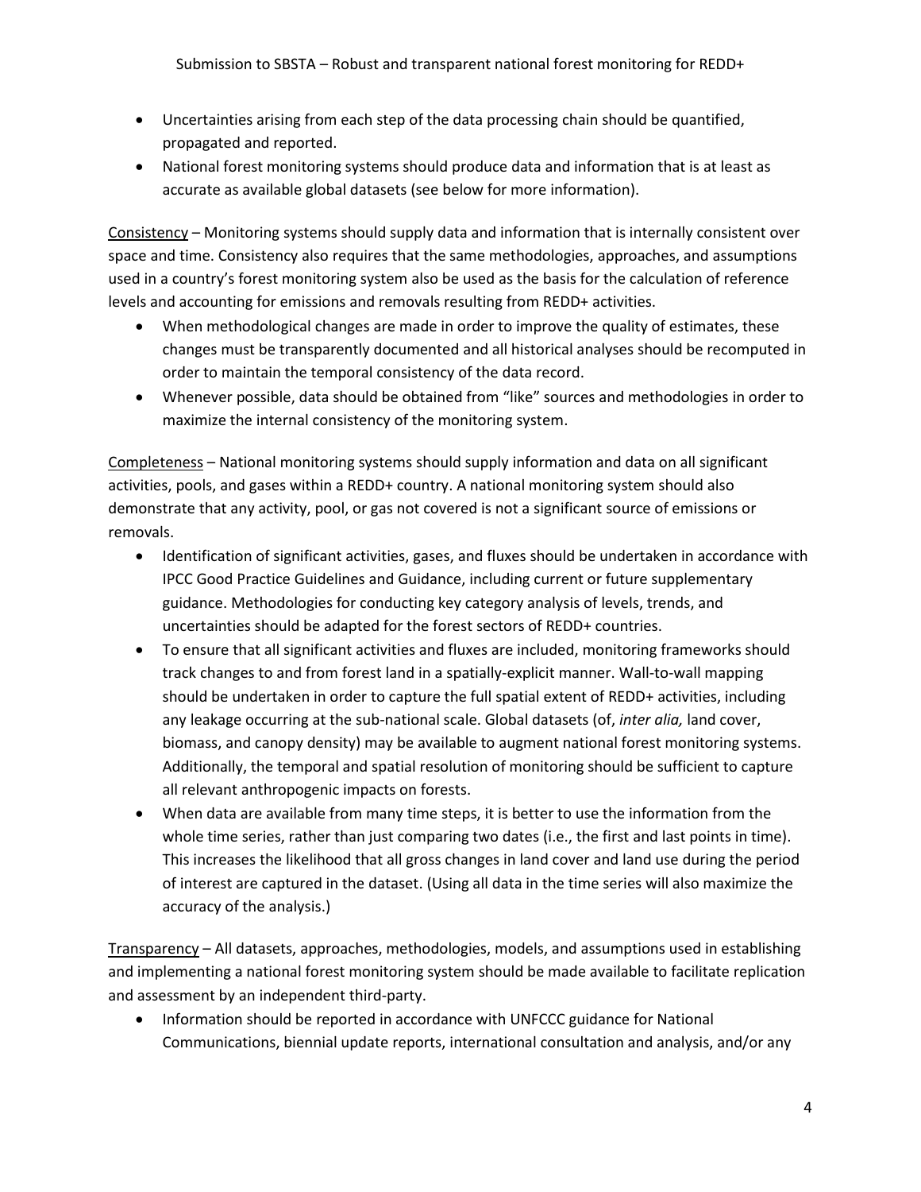- Uncertainties arising from each step of the data processing chain should be quantified, propagated and reported.
- National forest monitoring systems should produce data and information that is at least as accurate as available global datasets (see below for more information).

Consistency – Monitoring systems should supply data and information that is internally consistent over space and time. Consistency also requires that the same methodologies, approaches, and assumptions used in a country's forest monitoring system also be used as the basis for the calculation of reference levels and accounting for emissions and removals resulting from REDD+ activities.

- When methodological changes are made in order to improve the quality of estimates, these changes must be transparently documented and all historical analyses should be recomputed in order to maintain the temporal consistency of the data record.
- Whenever possible, data should be obtained from "like" sources and methodologies in order to maximize the internal consistency of the monitoring system.

Completeness – National monitoring systems should supply information and data on all significant activities, pools, and gases within a REDD+ country. A national monitoring system should also demonstrate that any activity, pool, or gas not covered is not a significant source of emissions or removals.

- Identification of significant activities, gases, and fluxes should be undertaken in accordance with IPCC Good Practice Guidelines and Guidance, including current or future supplementary guidance. Methodologies for conducting key category analysis of levels, trends, and uncertainties should be adapted for the forest sectors of REDD+ countries.
- To ensure that all significant activities and fluxes are included, monitoring frameworks should track changes to and from forest land in a spatially-explicit manner. Wall-to-wall mapping should be undertaken in order to capture the full spatial extent of REDD+ activities, including any leakage occurring at the sub-national scale. Global datasets (of, *inter alia,* land cover, biomass, and canopy density) may be available to augment national forest monitoring systems. Additionally, the temporal and spatial resolution of monitoring should be sufficient to capture all relevant anthropogenic impacts on forests.
- When data are available from many time steps, it is better to use the information from the whole time series, rather than just comparing two dates (i.e., the first and last points in time). This increases the likelihood that all gross changes in land cover and land use during the period of interest are captured in the dataset. (Using all data in the time series will also maximize the accuracy of the analysis.)

Transparency – All datasets, approaches, methodologies, models, and assumptions used in establishing and implementing a national forest monitoring system should be made available to facilitate replication and assessment by an independent third-party.

- Information should be reported in accordance with UNFCCC guidance for National Communications, biennial update reports, international consultation and analysis, and/or any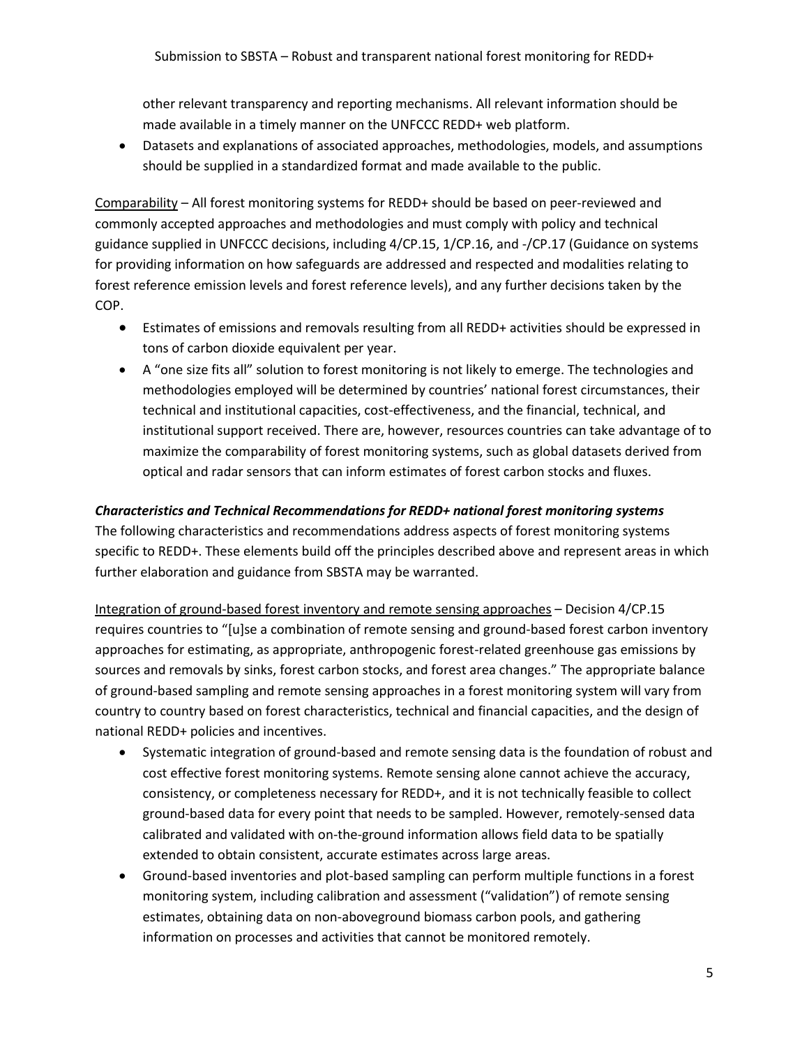other relevant transparency and reporting mechanisms. All relevant information should be made available in a timely manner on the UNFCCC REDD+ web platform.

- Datasets and explanations of associated approaches, methodologies, models, and assumptions should be supplied in a standardized format and made available to the public.

Comparability – All forest monitoring systems for REDD+ should be based on peer-reviewed and commonly accepted approaches and methodologies and must comply with policy and technical guidance supplied in UNFCCC decisions, including 4/CP.15, 1/CP.16, and -/CP.17 (Guidance on systems for providing information on how safeguards are addressed and respected and modalities relating to forest reference emission levels and forest reference levels), and any further decisions taken by the COP.

- Estimates of emissions and removals resulting from all REDD+ activities should be expressed in tons of carbon dioxide equivalent per year.
- A "one size fits all" solution to forest monitoring is not likely to emerge. The technologies and methodologies employed will be determined by countries' national forest circumstances, their technical and institutional capacities, cost-effectiveness, and the financial, technical, and institutional support received. There are, however, resources countries can take advantage of to maximize the comparability of forest monitoring systems, such as global datasets derived from optical and radar sensors that can inform estimates of forest carbon stocks and fluxes.

***Characteristics and Technical Recommendations for REDD+ national forest monitoring systems***

The following characteristics and recommendations address aspects of forest monitoring systems specific to REDD+. These elements build off the principles described above and represent areas in which further elaboration and guidance from SBSTA may be warranted.

Integration of ground-based forest inventory and remote sensing approaches – Decision 4/CP.15 requires countries to "[u]se a combination of remote sensing and ground-based forest carbon inventory approaches for estimating, as appropriate, anthropogenic forest-related greenhouse gas emissions by sources and removals by sinks, forest carbon stocks, and forest area changes." The appropriate balance of ground-based sampling and remote sensing approaches in a forest monitoring system will vary from country to country based on forest characteristics, technical and financial capacities, and the design of national REDD+ policies and incentives.

- Systematic integration of ground-based and remote sensing data is the foundation of robust and cost effective forest monitoring systems. Remote sensing alone cannot achieve the accuracy, consistency, or completeness necessary for REDD+, and it is not technically feasible to collect ground-based data for every point that needs to be sampled. However, remotely-sensed data calibrated and validated with on-the-ground information allows field data to be spatially extended to obtain consistent, accurate estimates across large areas.
- Ground-based inventories and plot-based sampling can perform multiple functions in a forest monitoring system, including calibration and assessment ("validation") of remote sensing estimates, obtaining data on non-aboveground biomass carbon pools, and gathering information on processes and activities that cannot be monitored remotely.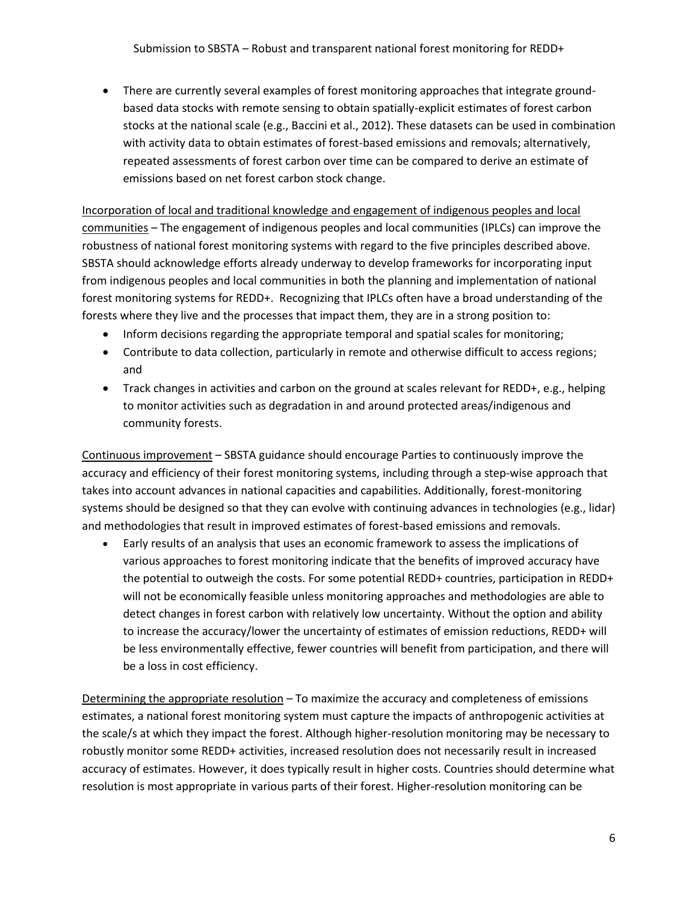- There are currently several examples of forest monitoring approaches that integrate ground-based data stocks with remote sensing to obtain spatially-explicit estimates of forest carbon stocks at the national scale (e.g., Baccini et al., 2012). These datasets can be used in combination with activity data to obtain estimates of forest-based emissions and removals; alternatively, repeated assessments of forest carbon over time can be compared to derive an estimate of emissions based on net forest carbon stock change.

<u>Incorporation of local and traditional knowledge and engagement of indigenous peoples and local communities</u> – The engagement of indigenous peoples and local communities (IPLCs) can improve the robustness of national forest monitoring systems with regard to the five principles described above. SBSTA should acknowledge efforts already underway to develop frameworks for incorporating input from indigenous peoples and local communities in both the planning and implementation of national forest monitoring systems for REDD+. Recognizing that IPLCs often have a broad understanding of the forests where they live and the processes that impact them, they are in a strong position to:

- Inform decisions regarding the appropriate temporal and spatial scales for monitoring;
- Contribute to data collection, particularly in remote and otherwise difficult to access regions; and
- Track changes in activities and carbon on the ground at scales relevant for REDD+, e.g., helping to monitor activities such as degradation in and around protected areas/indigenous and community forests.

<u>Continuous improvement</u> – SBSTA guidance should encourage Parties to continuously improve the accuracy and efficiency of their forest monitoring systems, including through a step-wise approach that takes into account advances in national capacities and capabilities. Additionally, forest-monitoring systems should be designed so that they can evolve with continuing advances in technologies (e.g., lidar) and methodologies that result in improved estimates of forest-based emissions and removals.

- Early results of an analysis that uses an economic framework to assess the implications of various approaches to forest monitoring indicate that the benefits of improved accuracy have the potential to outweigh the costs. For some potential REDD+ countries, participation in REDD+ will not be economically feasible unless monitoring approaches and methodologies are able to detect changes in forest carbon with relatively low uncertainty. Without the option and ability to increase the accuracy/lower the uncertainty of estimates of emission reductions, REDD+ will be less environmentally effective, fewer countries will benefit from participation, and there will be a loss in cost efficiency.

<u>Determining the appropriate resolution</u> – To maximize the accuracy and completeness of emissions estimates, a national forest monitoring system must capture the impacts of anthropogenic activities at the scale/s at which they impact the forest. Although higher-resolution monitoring may be necessary to robustly monitor some REDD+ activities, increased resolution does not necessarily result in increased accuracy of estimates. However, it does typically result in higher costs. Countries should determine what resolution is most appropriate in various parts of their forest. Higher-resolution monitoring can be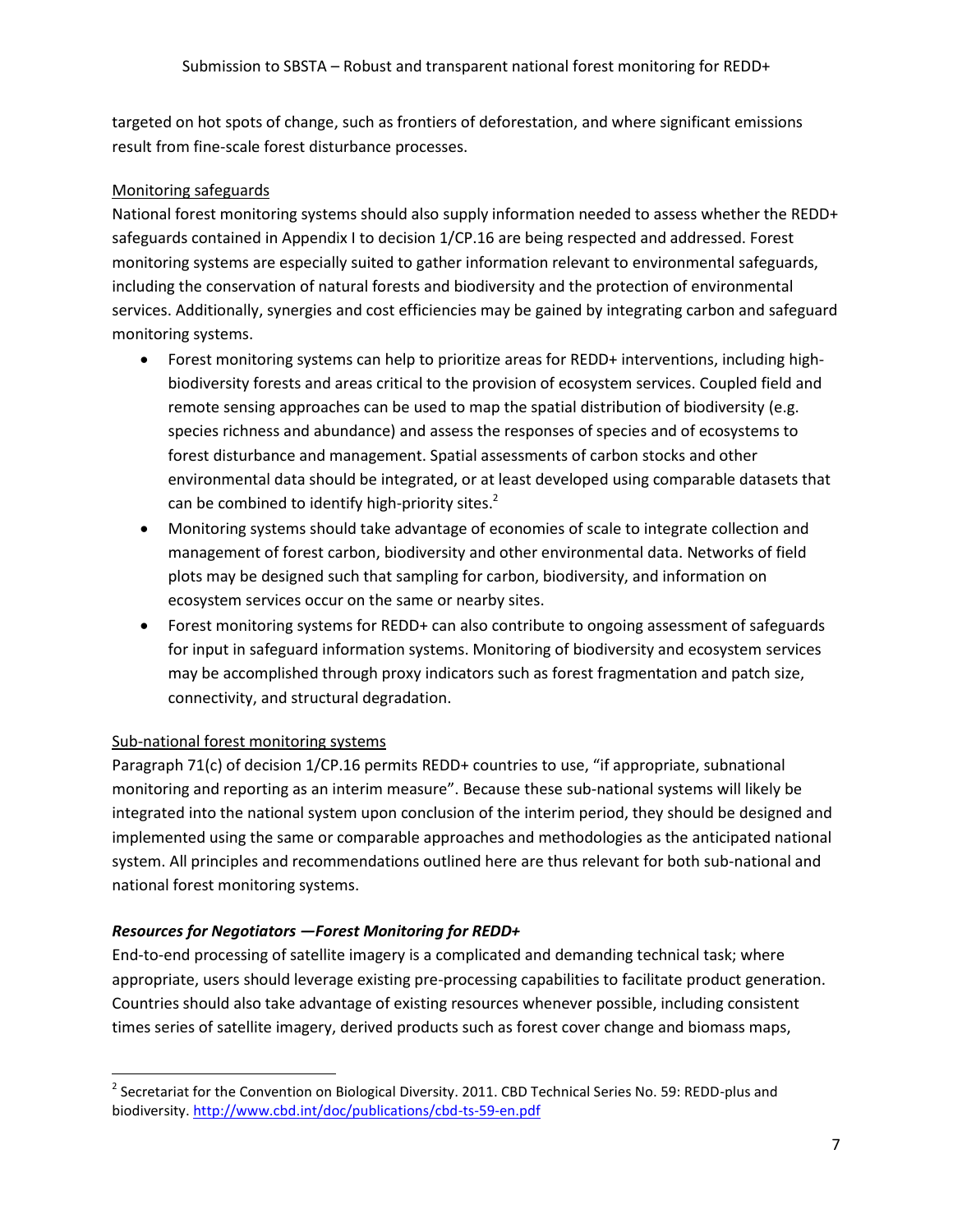targeted on hot spots of change, such as frontiers of deforestation, and where significant emissions result from fine-scale forest disturbance processes.

Monitoring safeguards

National forest monitoring systems should also supply information needed to assess whether the REDD+ safeguards contained in Appendix I to decision 1/CP.16 are being respected and addressed. Forest monitoring systems are especially suited to gather information relevant to environmental safeguards, including the conservation of natural forests and biodiversity and the protection of environmental services. Additionally, synergies and cost efficiencies may be gained by integrating carbon and safeguard monitoring systems.

- Forest monitoring systems can help to prioritize areas for REDD+ interventions, including high-biodiversity forests and areas critical to the provision of ecosystem services. Coupled field and remote sensing approaches can be used to map the spatial distribution of biodiversity (e.g. species richness and abundance) and assess the responses of species and of ecosystems to forest disturbance and management. Spatial assessments of carbon stocks and other environmental data should be integrated, or at least developed using comparable datasets that can be combined to identify high-priority sites.[2]
- Monitoring systems should take advantage of economies of scale to integrate collection and management of forest carbon, biodiversity and other environmental data. Networks of field plots may be designed such that sampling for carbon, biodiversity, and information on ecosystem services occur on the same or nearby sites.
- Forest monitoring systems for REDD+ can also contribute to ongoing assessment of safeguards for input in safeguard information systems. Monitoring of biodiversity and ecosystem services may be accomplished through proxy indicators such as forest fragmentation and patch size, connectivity, and structural degradation.

Sub-national forest monitoring systems

Paragraph 71(c) of decision 1/CP.16 permits REDD+ countries to use, "if appropriate, subnational monitoring and reporting as an interim measure". Because these sub-national systems will likely be integrated into the national system upon conclusion of the interim period, they should be designed and implemented using the same or comparable approaches and methodologies as the anticipated national system. All principles and recommendations outlined here are thus relevant for both sub-national and national forest monitoring systems.

### *Resources for Negotiators —Forest Monitoring for REDD+*

End-to-end processing of satellite imagery is a complicated and demanding technical task; where appropriate, users should leverage existing pre-processing capabilities to facilitate product generation. Countries should also take advantage of existing resources whenever possible, including consistent times series of satellite imagery, derived products such as forest cover change and biomass maps,

---

[2] Secretariat for the Convention on Biological Diversity. 2011. CBD Technical Series No. 59: REDD-plus and biodiversity. http://www.cbd.int/doc/publications/cbd-ts-59-en.pdf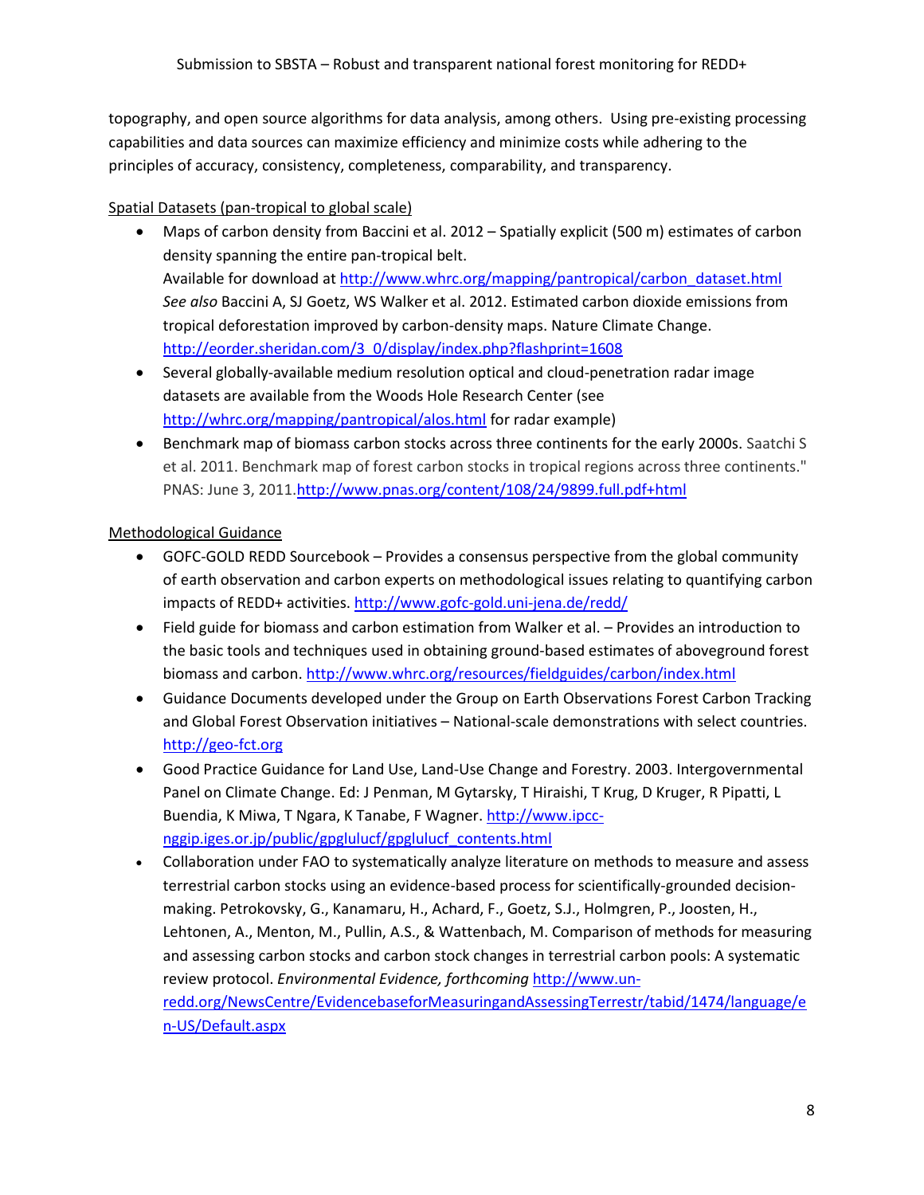topography, and open source algorithms for data analysis, among others. Using pre-existing processing capabilities and data sources can maximize efficiency and minimize costs while adhering to the principles of accuracy, consistency, completeness, comparability, and transparency.

Spatial Datasets (pan-tropical to global scale)

- Maps of carbon density from Baccini et al. 2012 – Spatially explicit (500 m) estimates of carbon density spanning the entire pan-tropical belt.
  Available for download at http://www.whrc.org/mapping/pantropical/carbon_dataset.html
  *See also* Baccini A, SJ Goetz, WS Walker et al. 2012. Estimated carbon dioxide emissions from tropical deforestation improved by carbon-density maps. Nature Climate Change. http://eorder.sheridan.com/3_0/display/index.php?flashprint=1608
- Several globally-available medium resolution optical and cloud-penetration radar image datasets are available from the Woods Hole Research Center (see http://whrc.org/mapping/pantropical/alos.html for radar example)
- Benchmark map of biomass carbon stocks across three continents for the early 2000s. Saatchi S et al. 2011. Benchmark map of forest carbon stocks in tropical regions across three continents." PNAS: June 3, 2011.http://www.pnas.org/content/108/24/9899.full.pdf+html

Methodological Guidance

- GOFC-GOLD REDD Sourcebook – Provides a consensus perspective from the global community of earth observation and carbon experts on methodological issues relating to quantifying carbon impacts of REDD+ activities. http://www.gofc-gold.uni-jena.de/redd/
- Field guide for biomass and carbon estimation from Walker et al. – Provides an introduction to the basic tools and techniques used in obtaining ground-based estimates of aboveground forest biomass and carbon. http://www.whrc.org/resources/fieldguides/carbon/index.html
- Guidance Documents developed under the Group on Earth Observations Forest Carbon Tracking and Global Forest Observation initiatives – National-scale demonstrations with select countries. http://geo-fct.org
- Good Practice Guidance for Land Use, Land-Use Change and Forestry. 2003. Intergovernmental Panel on Climate Change. Ed: J Penman, M Gytarsky, T Hiraishi, T Krug, D Kruger, R Pipatti, L Buendia, K Miwa, T Ngara, K Tanabe, F Wagner. http://www.ipcc-nggip.iges.or.jp/public/gpglulucf/gpglulucf_contents.html
- Collaboration under FAO to systematically analyze literature on methods to measure and assess terrestrial carbon stocks using an evidence-based process for scientifically-grounded decision-making. Petrokovsky, G., Kanamaru, H., Achard, F., Goetz, S.J., Holmgren, P., Joosten, H., Lehtonen, A., Menton, M., Pullin, A.S., & Wattenbach, M. Comparison of methods for measuring and assessing carbon stocks and carbon stock changes in terrestrial carbon pools: A systematic review protocol. *Environmental Evidence, forthcoming* http://www.un-redd.org/NewsCentre/EvidencebaseforMeasuringandAssessingTerrestr/tabid/1474/language/en-US/Default.aspx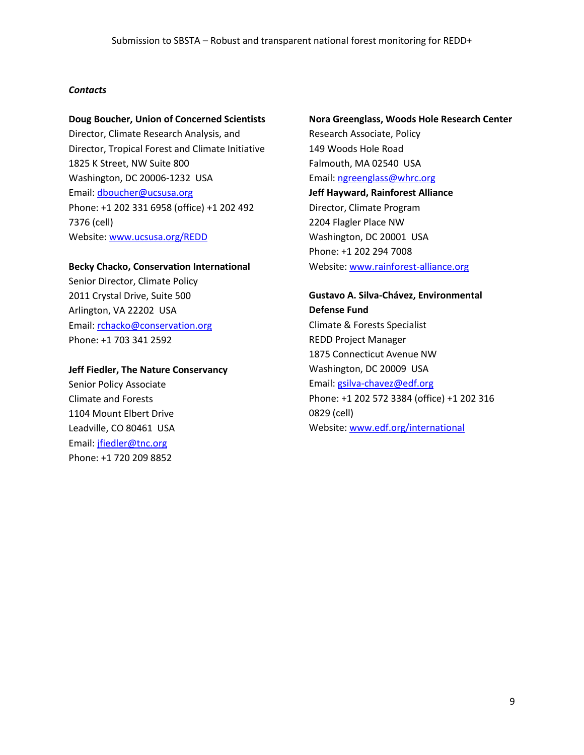***Contacts***

**Doug Boucher, Union of Concerned Scientists**
Director, Climate Research Analysis, and
Director, Tropical Forest and Climate Initiative
1825 K Street, NW Suite 800
Washington, DC 20006-1232 USA
Email: dboucher@ucsusa.org
Phone: +1 202 331 6958 (office) +1 202 492 7376 (cell)
Website: www.ucsusa.org/REDD

**Becky Chacko, Conservation International**
Senior Director, Climate Policy
2011 Crystal Drive, Suite 500
Arlington, VA 22202 USA
Email: rchacko@conservation.org
Phone: +1 703 341 2592

**Jeff Fiedler, The Nature Conservancy**
Senior Policy Associate
Climate and Forests
1104 Mount Elbert Drive
Leadville, CO 80461 USA
Email: jfiedler@tnc.org
Phone: +1 720 209 8852

**Nora Greenglass, Woods Hole Research Center**
Research Associate, Policy
149 Woods Hole Road
Falmouth, MA 02540 USA
Email: ngreenglass@whrc.org

**Jeff Hayward, Rainforest Alliance**
Director, Climate Program
2204 Flagler Place NW
Washington, DC 20001 USA
Phone: +1 202 294 7008
Website: www.rainforest-alliance.org

**Gustavo A. Silva-Chávez, Environmental Defense Fund**
Climate & Forests Specialist
REDD Project Manager
1875 Connecticut Avenue NW
Washington, DC 20009 USA
Email: gsilva-chavez@edf.org
Phone: +1 202 572 3384 (office) +1 202 316 0829 (cell)
Website: www.edf.org/international